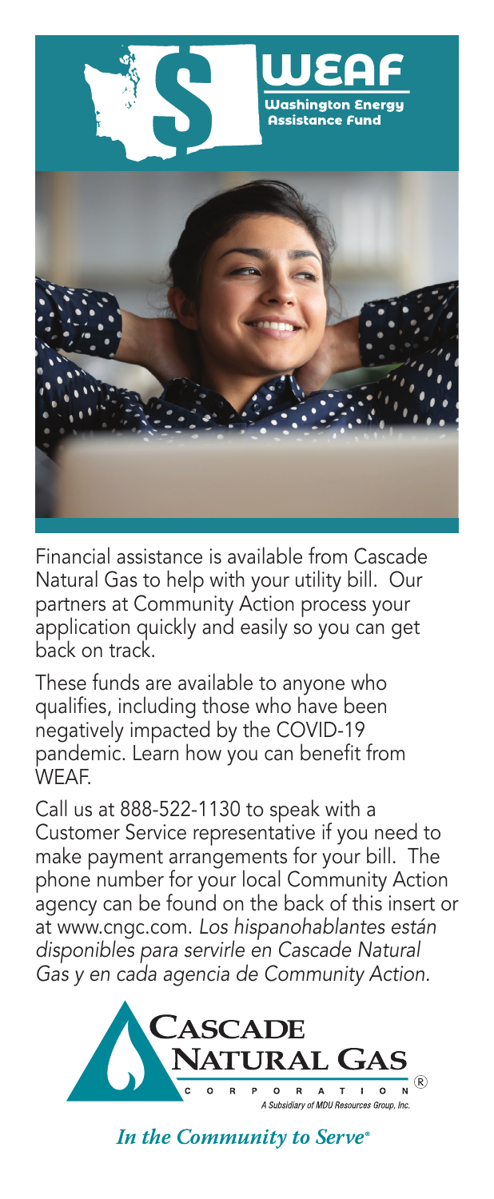# WEAF

**Washington Energy Assistance Fund**

Financial assistance is available from Cascade Natural Gas to help with your utility bill. Our partners at Community Action process your application quickly and easily so you can get back on track.

These funds are available to anyone who qualifies, including those who have been negatively impacted by the COVID-19 pandemic. Learn how you can benefit from WEAF.

Call us at 888-522-1130 to speak with a Customer Service representative if you need to make payment arrangements for your bill. The phone number for your local Community Action agency can be found on the back of this insert or at www.cngc.com. *Los hispanohablantes están disponibles para servirle en Cascade Natural Gas y en cada agencia de Community Action.*

**Cascade Natural Gas Corporation®**

A Subsidiary of MDU Resources Group, Inc.

*In the Community to Serve®*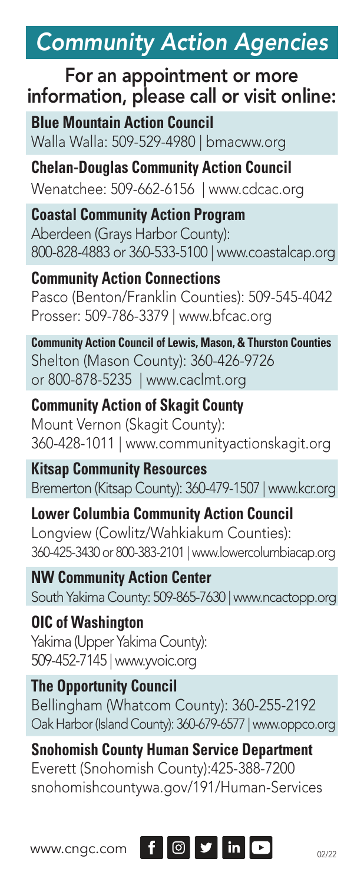# *Community Action Agencies*

## For an appointment or more information, please call or visit online:

**Blue Mountain Action Council**
Walla Walla: 509-529-4980 | bmacww.org

**Chelan-Douglas Community Action Council**
Wenatchee: 509-662-6156 | www.cdcac.org

**Coastal Community Action Program**
Aberdeen (Grays Harbor County):
800-828-4883 or 360-533-5100 | www.coastalcap.org

**Community Action Connections**
Pasco (Benton/Franklin Counties): 509-545-4042
Prosser: 509-786-3379 | www.bfcac.org

**Community Action Council of Lewis, Mason, & Thurston Counties**
Shelton (Mason County): 360-426-9726
or 800-878-5235 | www.caclmt.org

**Community Action of Skagit County**
Mount Vernon (Skagit County):
360-428-1011 | www.communityactionskagit.org

**Kitsap Community Resources**
Bremerton (Kitsap County): 360-479-1507 | www.kcr.org

**Lower Columbia Community Action Council**
Longview (Cowlitz/Wahkiakum Counties):
360-425-3430 or 800-383-2101 | www.lowercolumbiacap.org

**NW Community Action Center**
South Yakima County: 509-865-7630 | www.ncactopp.org

**OIC of Washington**
Yakima (Upper Yakima County):
509-452-7145 | www.yvoic.org

**The Opportunity Council**
Bellingham (Whatcom County): 360-255-2192
Oak Harbor (Island County): 360-679-6577 | www.oppco.org

**Snohomish County Human Service Department**
Everett (Snohomish County):425-388-7200
snohomishcountywa.gov/191/Human-Services

www.cngc.com

02/22